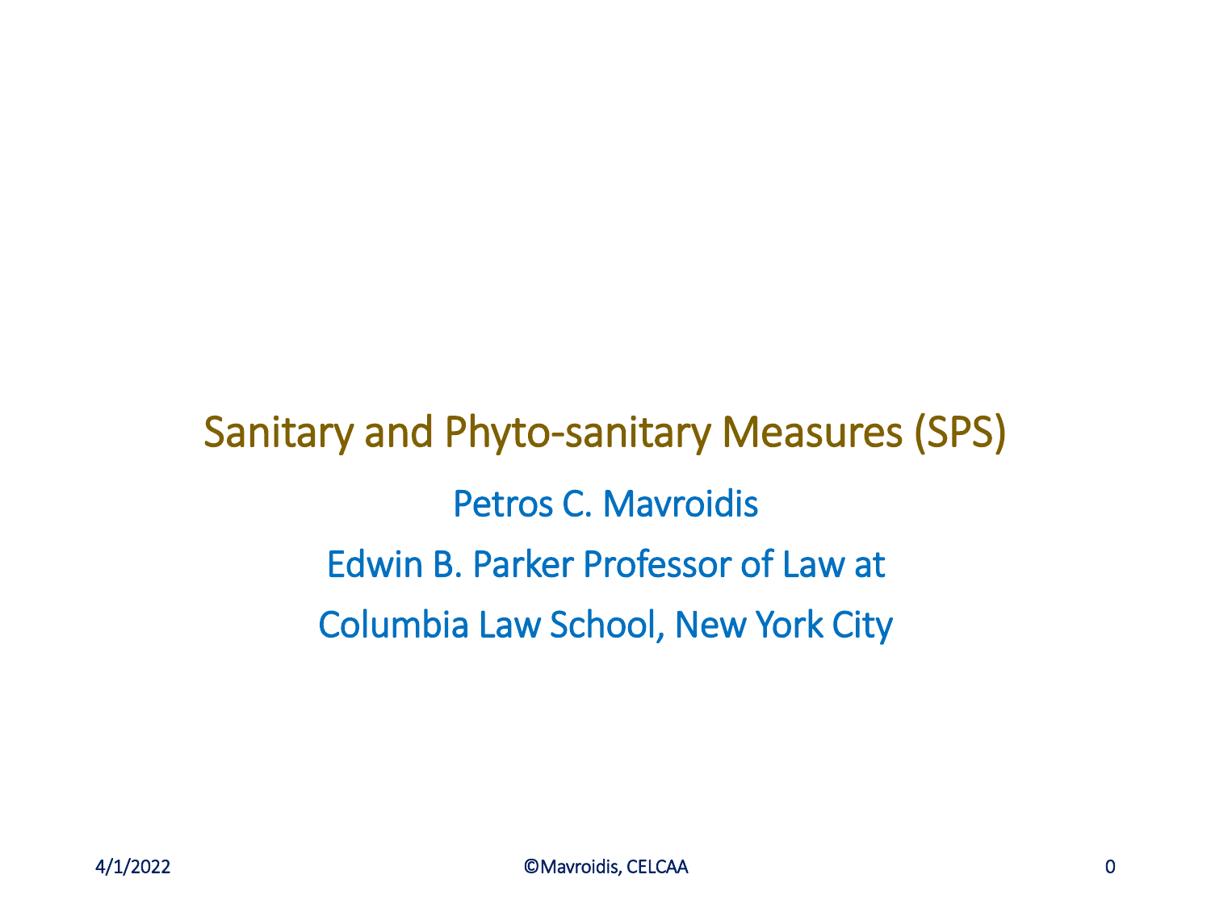# Sanitary and Phyto-sanitary Measures (SPS)

Petros C. Mavroidis

Edwin B. Parker Professor of Law at

Columbia Law School, New York City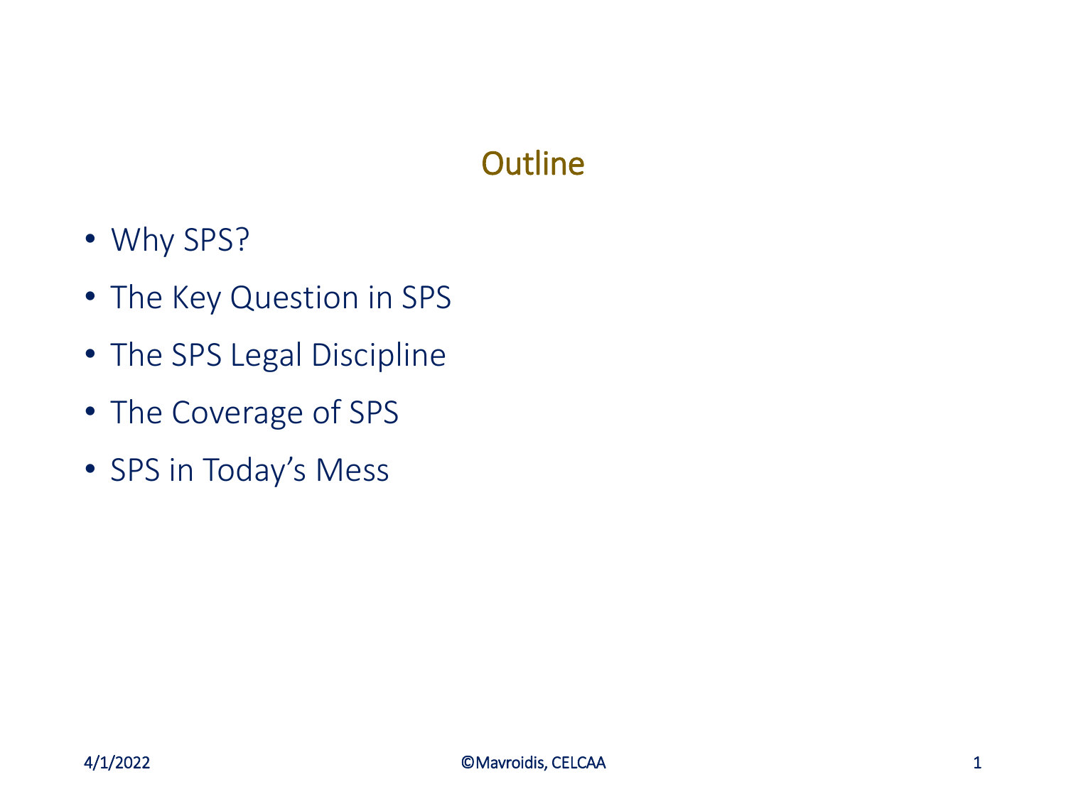# Outline

- Why SPS?
- The Key Question in SPS
- The SPS Legal Discipline
- The Coverage of SPS
- SPS in Today's Mess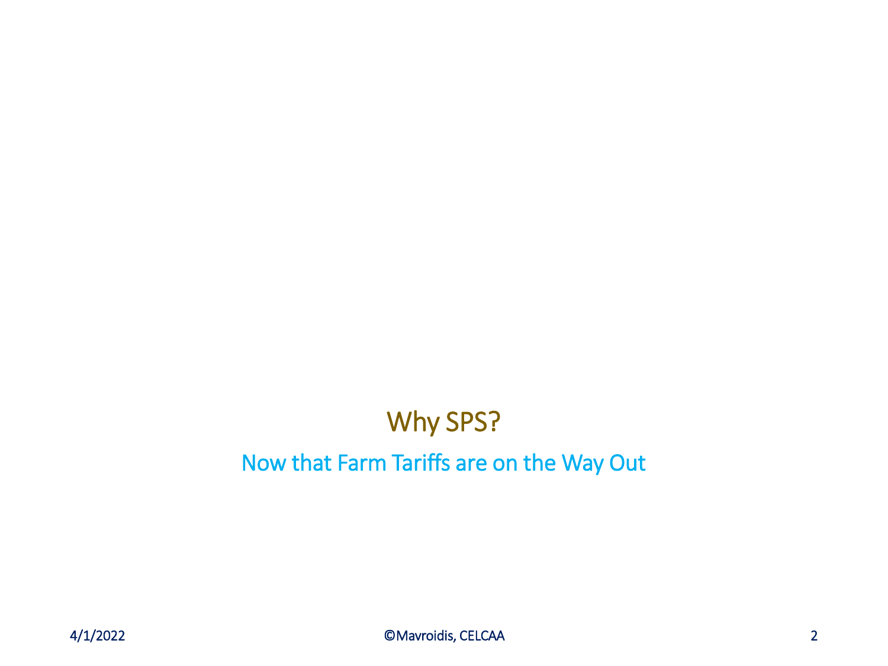# Why SPS?

## Now that Farm Tariffs are on the Way Out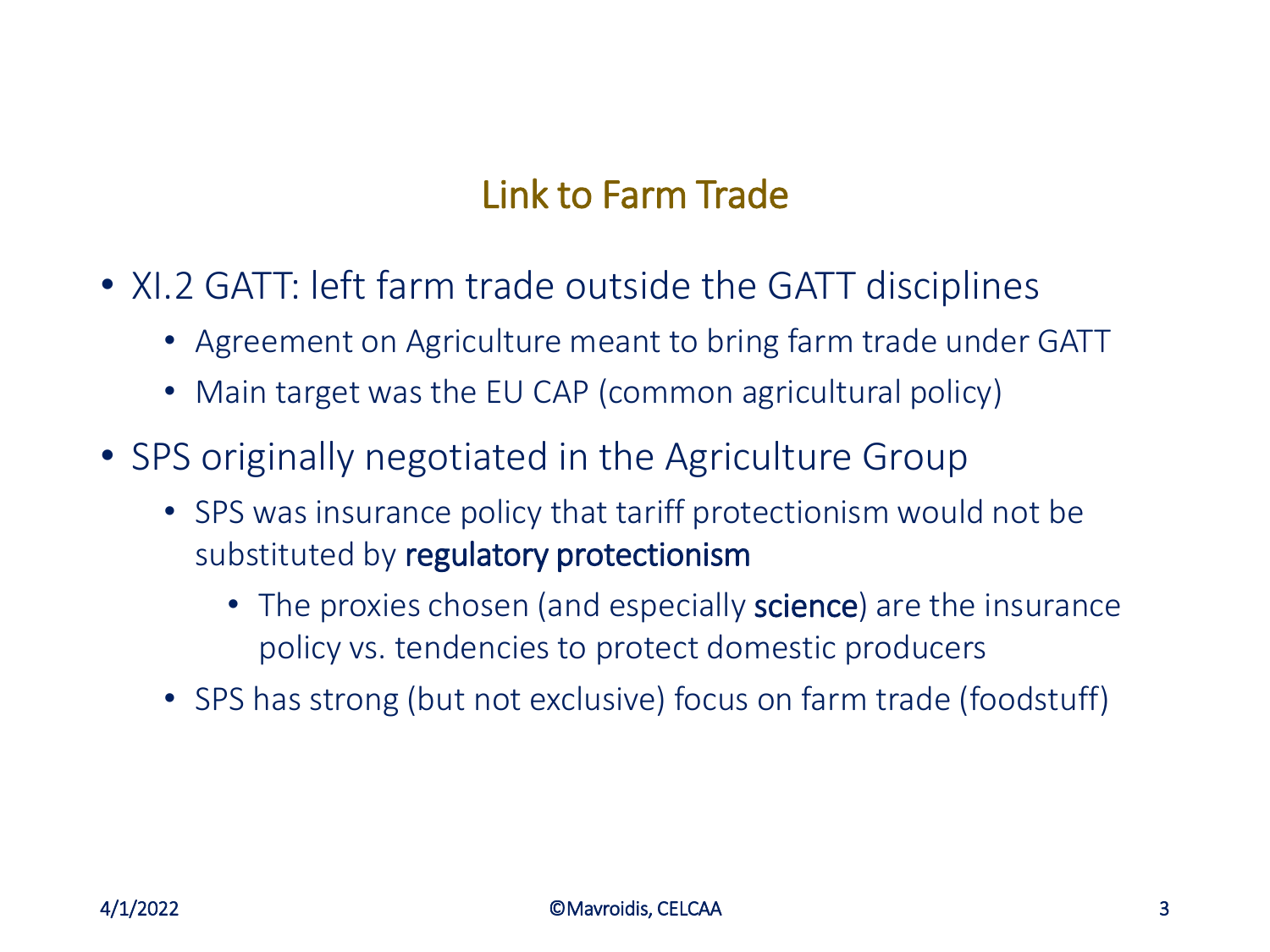# Link to Farm Trade

- XI.2 GATT: left farm trade outside the GATT disciplines
  - Agreement on Agriculture meant to bring farm trade under GATT
  - Main target was the EU CAP (common agricultural policy)
- SPS originally negotiated in the Agriculture Group
  - SPS was insurance policy that tariff protectionism would not be substituted by **regulatory protectionism**
    - The proxies chosen (and especially **science**) are the insurance policy vs. tendencies to protect domestic producers
  - SPS has strong (but not exclusive) focus on farm trade (foodstuff)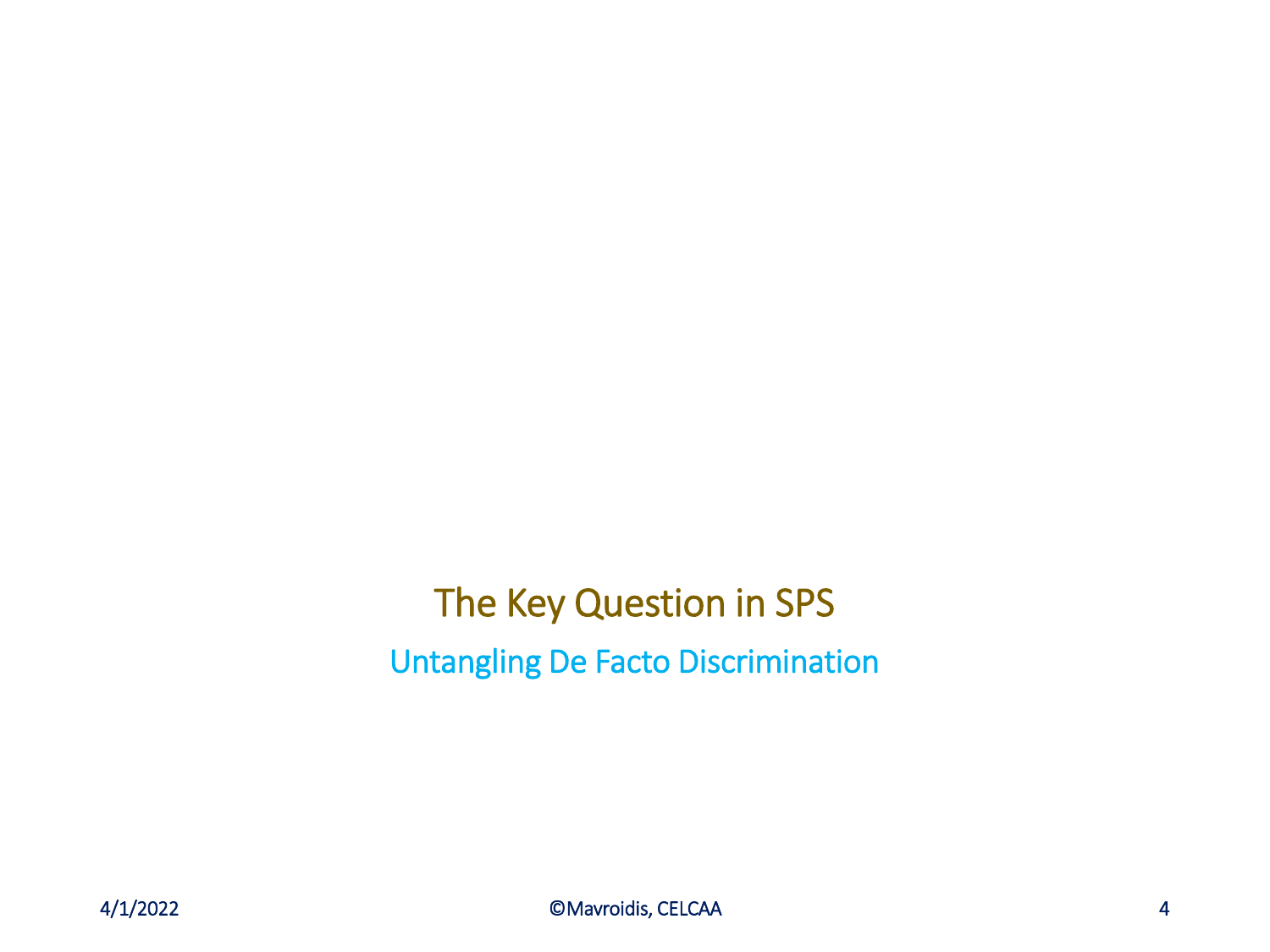# The Key Question in SPS

## Untangling De Facto Discrimination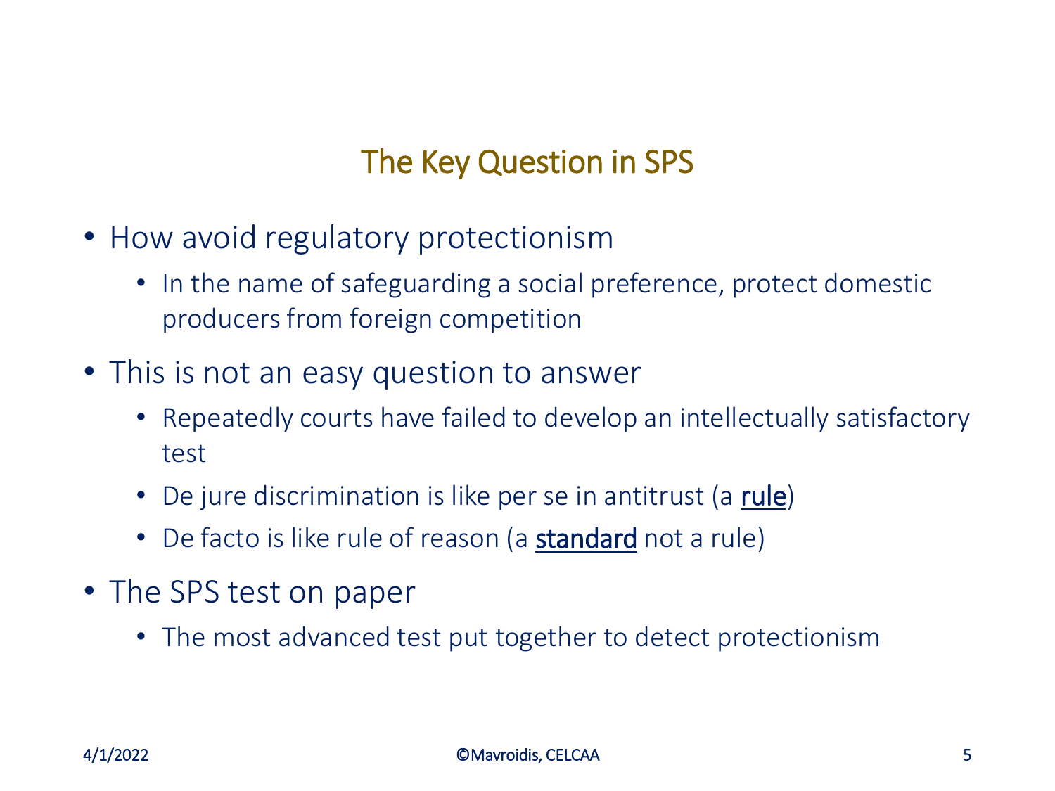## The Key Question in SPS

- How avoid regulatory protectionism
  - In the name of safeguarding a social preference, protect domestic producers from foreign competition
- This is not an easy question to answer
  - Repeatedly courts have failed to develop an intellectually satisfactory test
  - De jure discrimination is like per se in antitrust (a **rule**)
  - De facto is like rule of reason (a **standard** not a rule)
- The SPS test on paper
  - The most advanced test put together to detect protectionism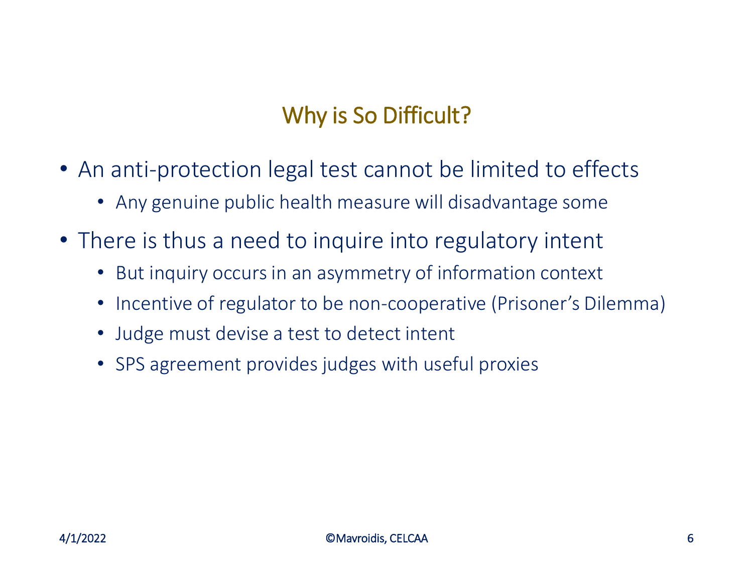## Why is So Difficult?

- An anti-protection legal test cannot be limited to effects
  - Any genuine public health measure will disadvantage some
- There is thus a need to inquire into regulatory intent
  - But inquiry occurs in an asymmetry of information context
  - Incentive of regulator to be non-cooperative (Prisoner's Dilemma)
  - Judge must devise a test to detect intent
  - SPS agreement provides judges with useful proxies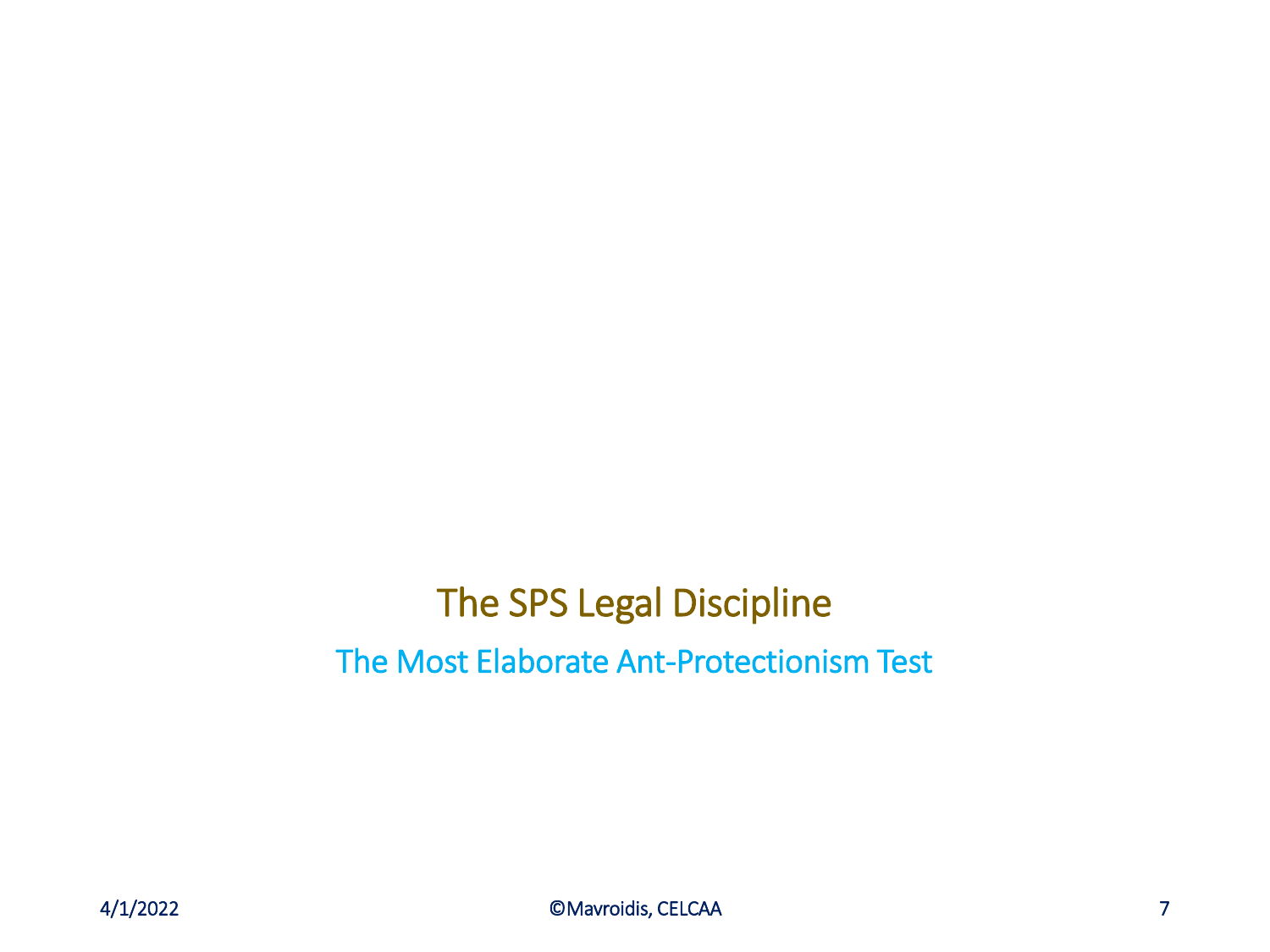# The SPS Legal Discipline

## The Most Elaborate Ant-Protectionism Test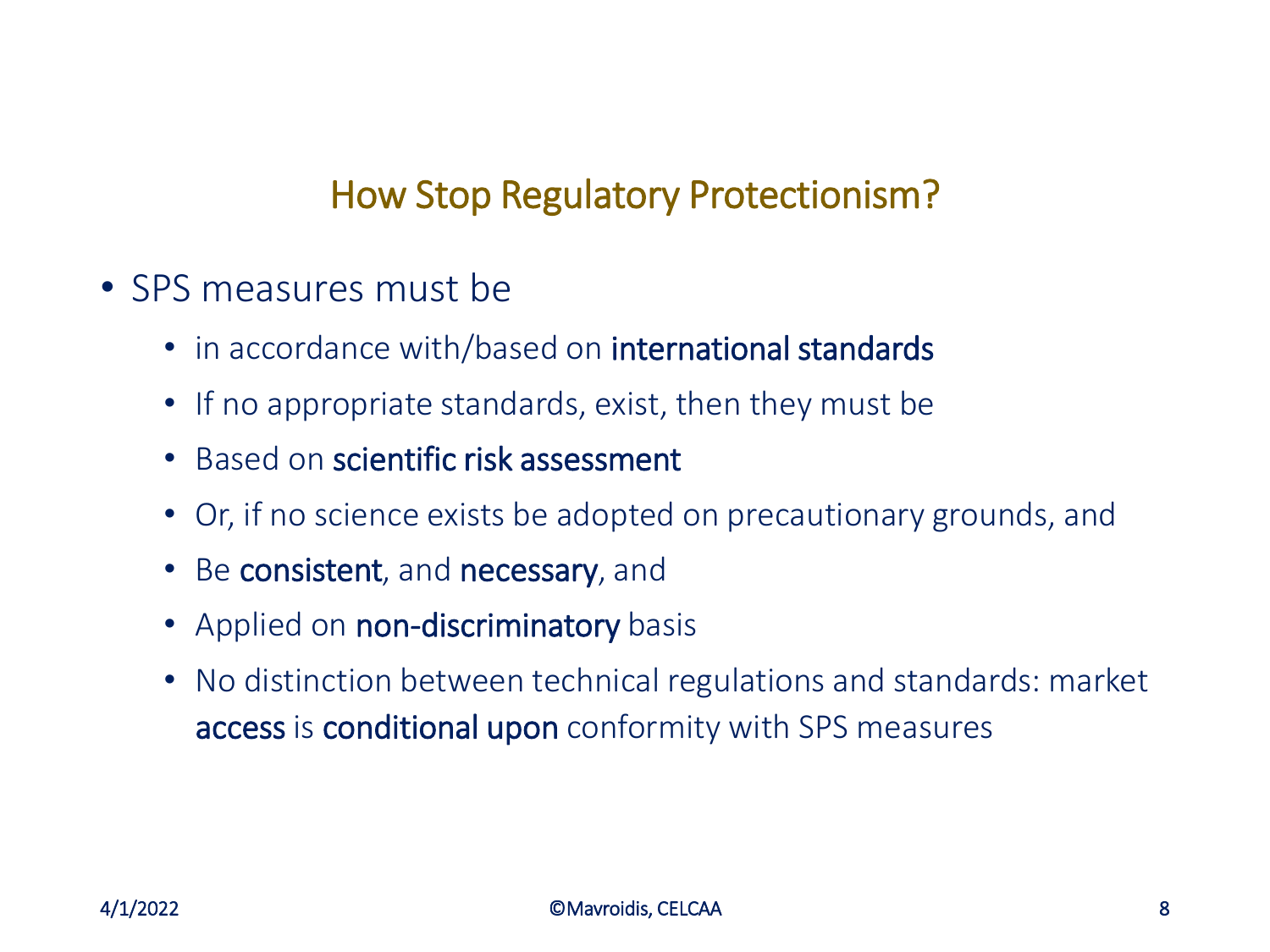## How Stop Regulatory Protectionism?

- SPS measures must be
  - in accordance with/based on **international standards**
  - If no appropriate standards, exist, then they must be
  - Based on **scientific risk assessment**
  - Or, if no science exists be adopted on precautionary grounds, and
  - Be **consistent**, and **necessary**, and
  - Applied on **non-discriminatory** basis
  - No distinction between technical regulations and standards: market **access** is **conditional upon** conformity with SPS measures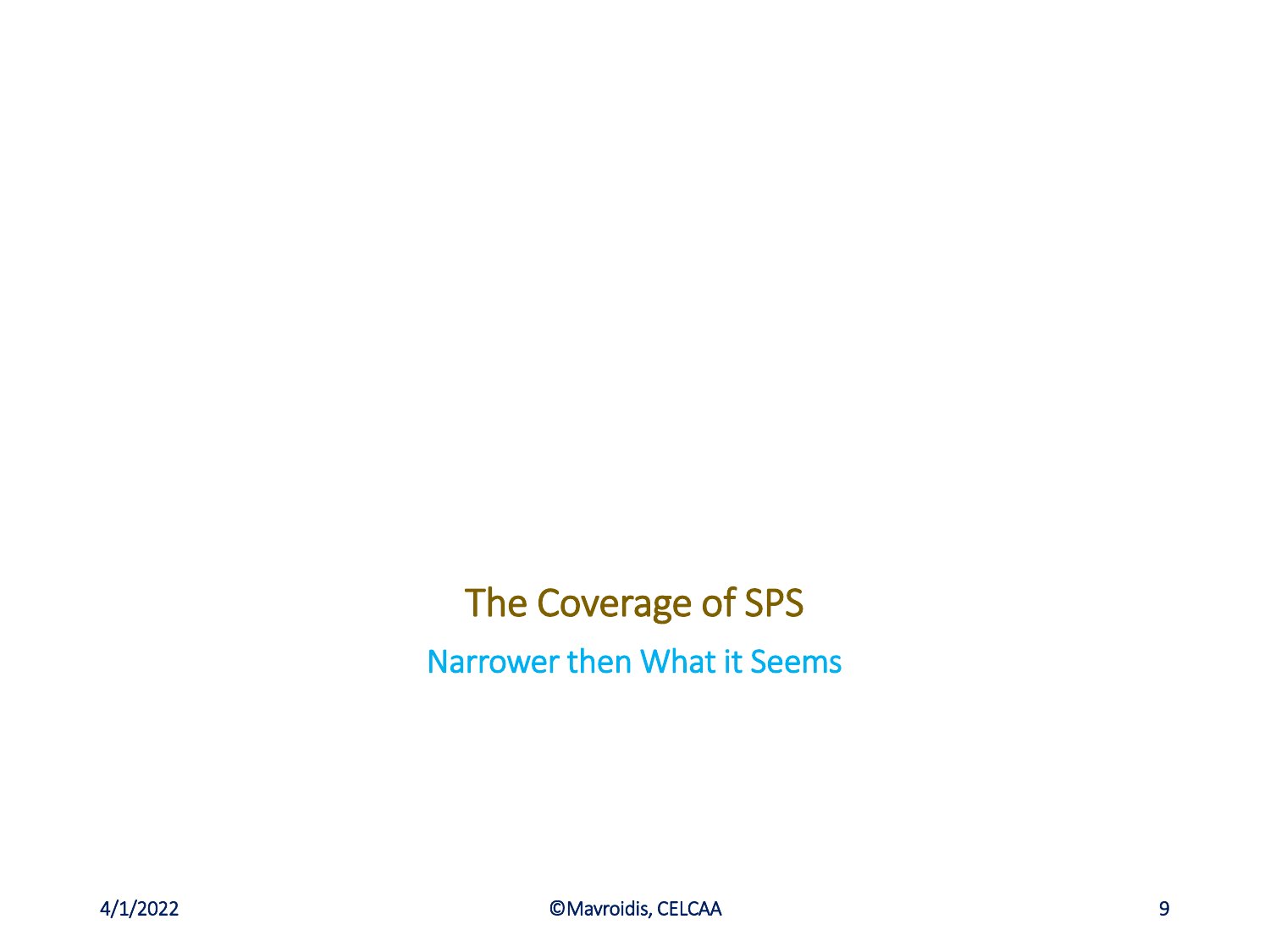# The Coverage of SPS

## Narrower then What it Seems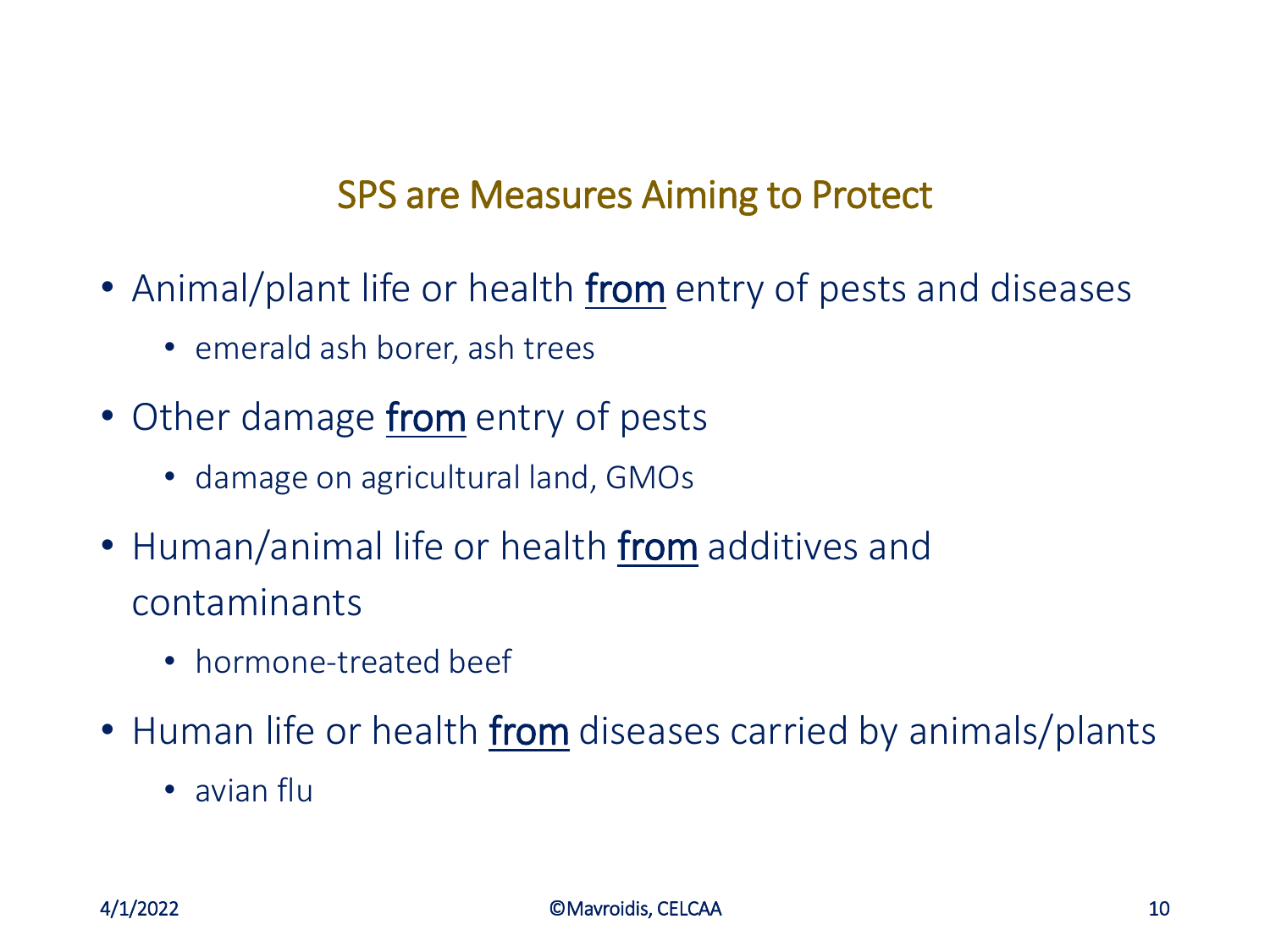## SPS are Measures Aiming to Protect

- Animal/plant life or health <u>from</u> entry of pests and diseases
  - emerald ash borer, ash trees
- Other damage <u>from</u> entry of pests
  - damage on agricultural land, GMOs
- Human/animal life or health <u>from</u> additives and contaminants
  - hormone-treated beef
- Human life or health <u>from</u> diseases carried by animals/plants
  - avian flu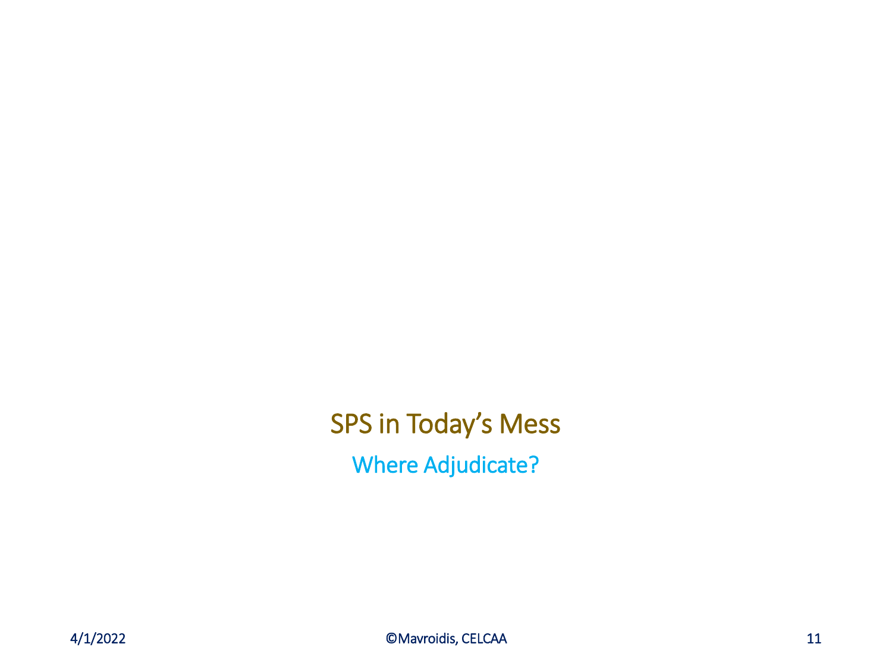# SPS in Today's Mess

## Where Adjudicate?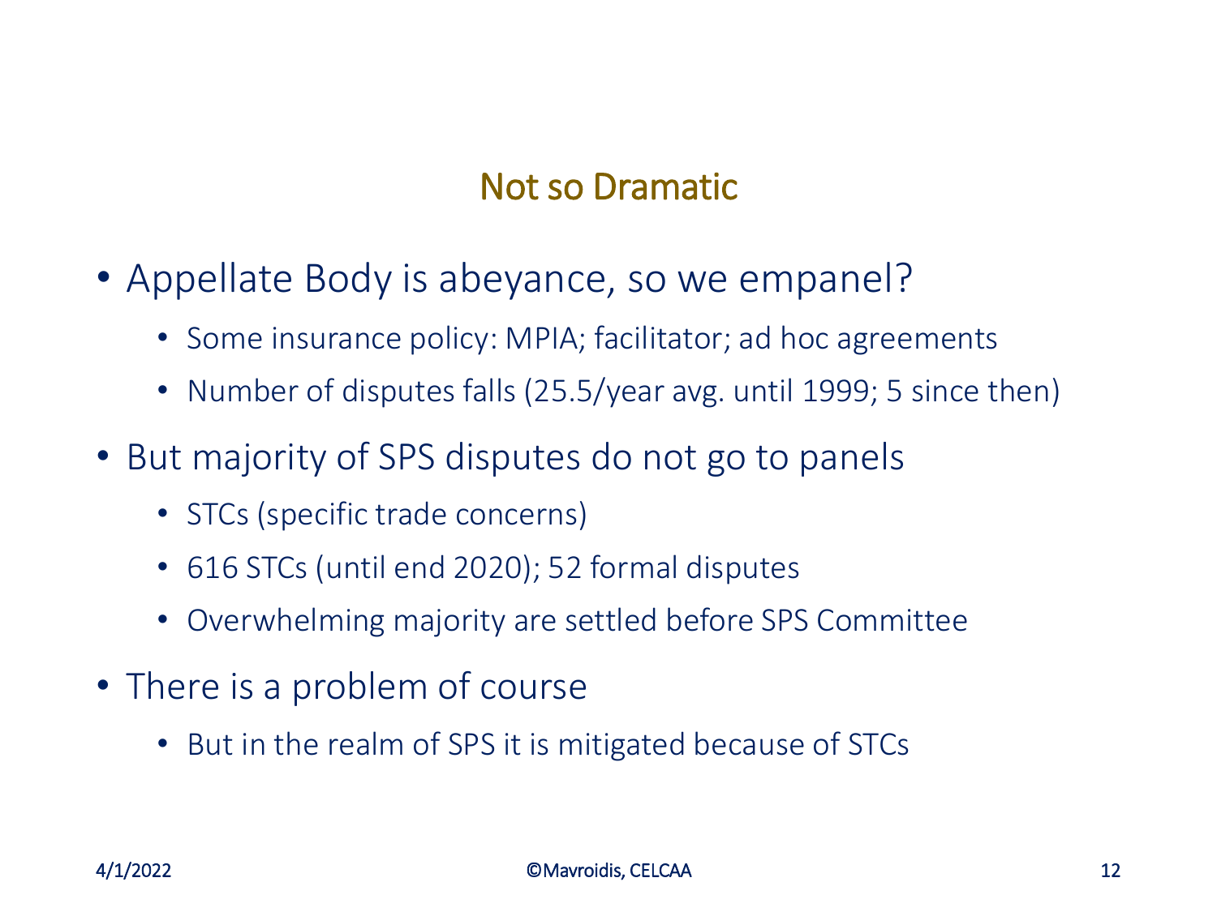## Not so Dramatic

- Appellate Body is abeyance, so we empanel?
  - Some insurance policy: MPIA; facilitator; ad hoc agreements
  - Number of disputes falls (25.5/year avg. until 1999; 5 since then)
- But majority of SPS disputes do not go to panels
  - STCs (specific trade concerns)
  - 616 STCs (until end 2020); 52 formal disputes
  - Overwhelming majority are settled before SPS Committee
- There is a problem of course
  - But in the realm of SPS it is mitigated because of STCs